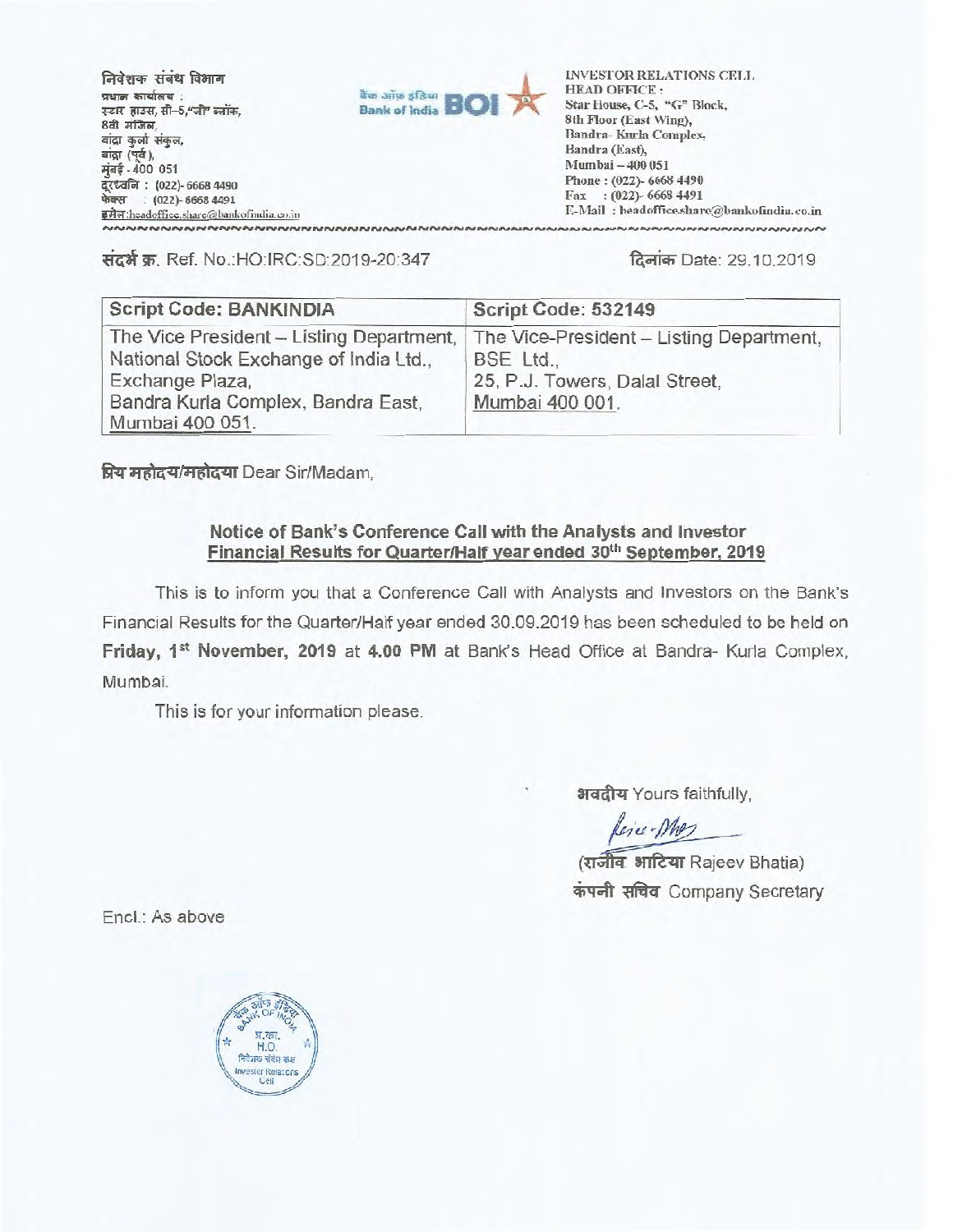निवेशक संबंध विभाग
प्रधान कार्यालय :
स्टार हाउस, सी-5,"जी" ब्लॉक,
8वी मंजिल,
बांद्रा कुर्ला संकुल,
बांद्रा (पूर्व),
मुंबई - 400 051
दूरध्वनि : (022)- 6668 4490
फेक्स : (022)- 6668 4491
इमेल :headoffice.share@bankofindia.co.in

बैंक ऑफ इंडिया Bank of India BOI

INVESTOR RELATIONS CELL
HEAD OFFICE :
Star House, C-5, "G" Block,
8th Floor (East Wing),
Bandra- Kurla Complex,
Bandra (East),
Mumbai – 400 051
Phone : (022)- 6668 4490
Fax : (022)- 6668 4491
E-Mail : headoffice.share@bankofindia.co.in

संदर्भ क्र. Ref. No.:HO:IRC:SD:2019-20:347

दिनांक Date: 29.10.2019

| Script Code: BANKINDIA | Script Code: 532149 |
|---|---|
| The Vice President – Listing Department, National Stock Exchange of India Ltd., Exchange Plaza, Bandra Kurla Complex, Bandra East, Mumbai 400 051. | The Vice-President – Listing Department, BSE Ltd., 25, P.J. Towers, Dalal Street, Mumbai 400 001. |

प्रिय महोदय/महोदया Dear Sir/Madam,

**Notice of Bank's Conference Call with the Analysts and Investor**
**Financial Results for Quarter/Half year ended 30th September, 2019**

This is to inform you that a Conference Call with Analysts and Investors on the Bank's Financial Results for the Quarter/Half year ended 30.09.2019 has been scheduled to be held on **Friday, 1st November, 2019** at **4.00 PM** at Bank's Head Office at Bandra- Kurla Complex, Mumbai.

This is for your information please.

भवदीय Yours faithfully,

(राजीव भाटिया Rajeev Bhatia)
कंपनी सचिव Company Secretary

Encl.: As above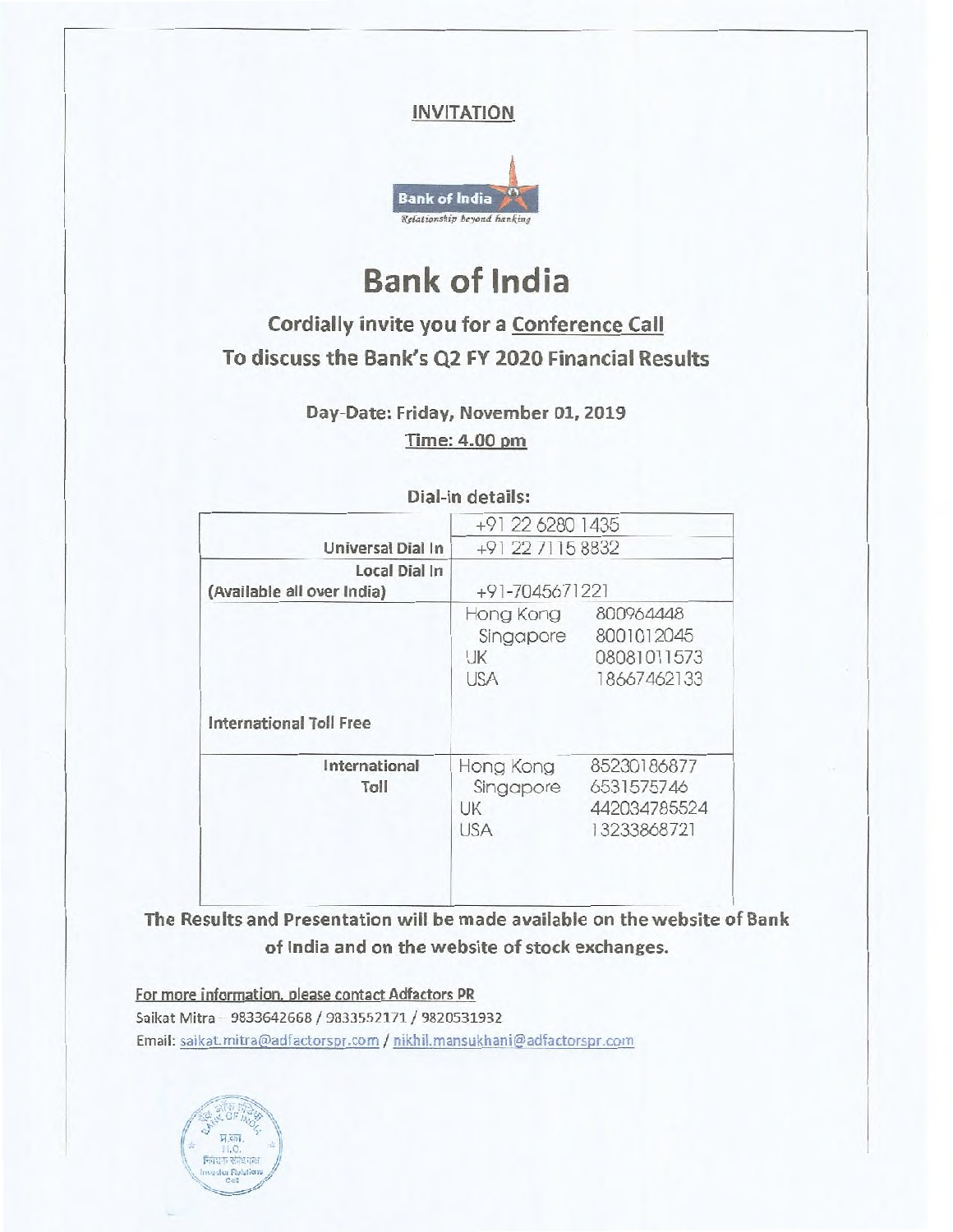**INVITATION**

Bank of India
*Relationship beyond banking*

# Bank of India

## Cordially invite you for a Conference Call
## To discuss the Bank's Q2 FY 2020 Financial Results

**Day-Date: Friday, November 01, 2019**

**Time: 4.00 pm**

**Dial-in details:**

| | | |
|---|---|---|
| **Universal Dial In** | +91 22 6280 1435<br>+91 22 7115 8832 | |
| **Local Dial In (Available all over India)** | +91-7045671221 | |
| **International Toll Free** | Hong Kong<br>Singapore<br>UK<br>USA | 800964448<br>8001012045<br>08081011573<br>18667462133 |
| **International Toll** | Hong Kong<br>Singapore<br>UK<br>USA | 85230186877<br>6531575746<br>442034785524<br>13233868721 |

**The Results and Presentation will be made available on the website of Bank of India and on the website of stock exchanges.**

For more information, please contact Adfactors PR

Saikat Mitra – 9833642668 / 9833552171 / 9820531932

Email: saikat.mitra@adfactorspr.com / nikhil.mansukhani@adfactorspr.com